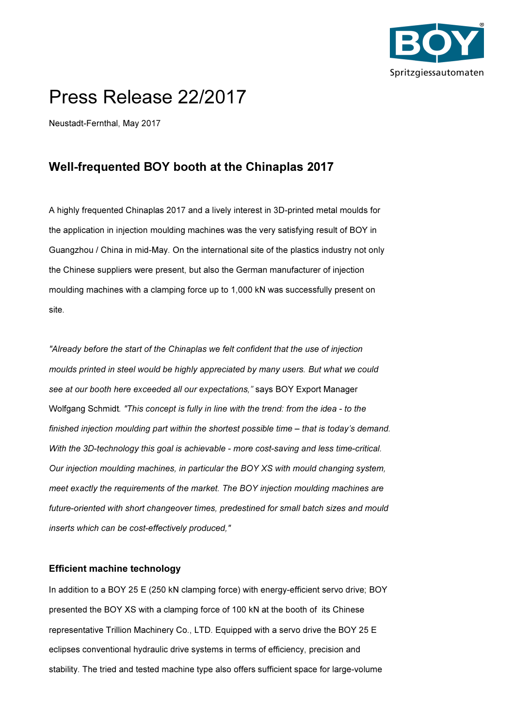# Press Release 22/2017

Neustadt-Fernthal, May 2017

## Well-frequented BOY booth at the Chinaplas 2017

A highly frequented Chinaplas 2017 and a lively interest in 3D-printed metal moulds for the application in injection moulding machines was the very satisfying result of BOY in Guangzhou / China in mid-May. On the international site of the plastics industry not only the Chinese suppliers were present, but also the German manufacturer of injection moulding machines with a clamping force up to 1,000 kN was successfully present on site.

*"Already before the start of the Chinaplas we felt confident that the use of injection moulds printed in steel would be highly appreciated by many users. But what we could see at our booth here exceeded all our expectations,"* says BOY Export Manager Wolfgang Schmidt. *"This concept is fully in line with the trend: from the idea - to the finished injection moulding part within the shortest possible time – that is today's demand. With the 3D-technology this goal is achievable - more cost-saving and less time-critical. Our injection moulding machines, in particular the BOY XS with mould changing system, meet exactly the requirements of the market. The BOY injection moulding machines are future-oriented with short changeover times, predestined for small batch sizes and mould inserts which can be cost-effectively produced,"*

### Efficient machine technology

In addition to a BOY 25 E (250 kN clamping force) with energy-efficient servo drive; BOY presented the BOY XS with a clamping force of 100 kN at the booth of its Chinese representative Trillion Machinery Co., LTD. Equipped with a servo drive the BOY 25 E eclipses conventional hydraulic drive systems in terms of efficiency, precision and stability. The tried and tested machine type also offers sufficient space for large-volume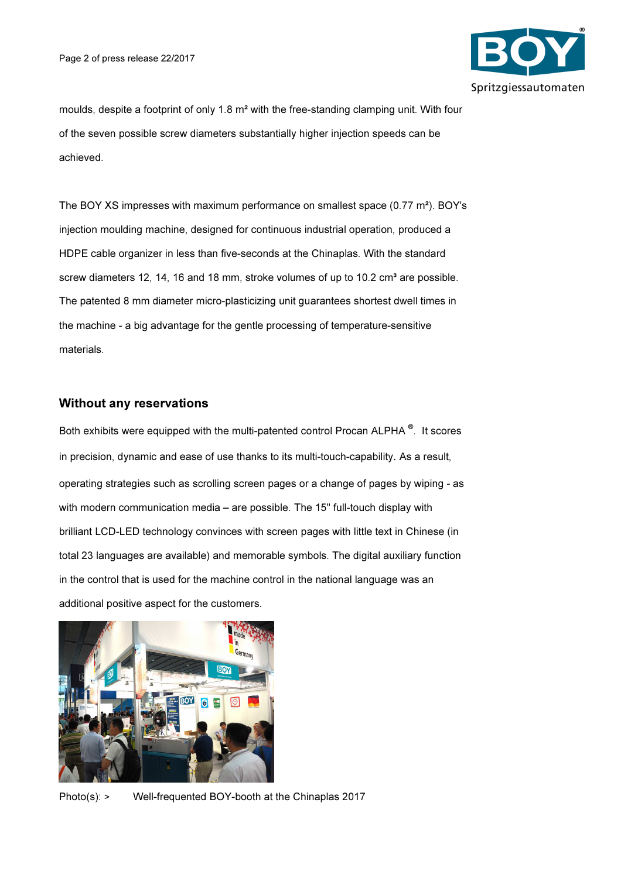moulds, despite a footprint of only 1.8 m² with the free-standing clamping unit. With four of the seven possible screw diameters substantially higher injection speeds can be achieved.

The BOY XS impresses with maximum performance on smallest space (0.77 m²). BOY's injection moulding machine, designed for continuous industrial operation, produced a HDPE cable organizer in less than five-seconds at the Chinaplas. With the standard screw diameters 12, 14, 16 and 18 mm, stroke volumes of up to 10.2 cm³ are possible. The patented 8 mm diameter micro-plasticizing unit guarantees shortest dwell times in the machine - a big advantage for the gentle processing of temperature-sensitive materials.

## Without any reservations

Both exhibits were equipped with the multi-patented control Procan ALPHA ®. It scores in precision, dynamic and ease of use thanks to its multi-touch-capability. As a result, operating strategies such as scrolling screen pages or a change of pages by wiping - as with modern communication media – are possible. The 15" full-touch display with brilliant LCD-LED technology convinces with screen pages with little text in Chinese (in total 23 languages are available) and memorable symbols. The digital auxiliary function in the control that is used for the machine control in the national language was an additional positive aspect for the customers.

Photo(s): > Well-frequented BOY-booth at the Chinaplas 2017